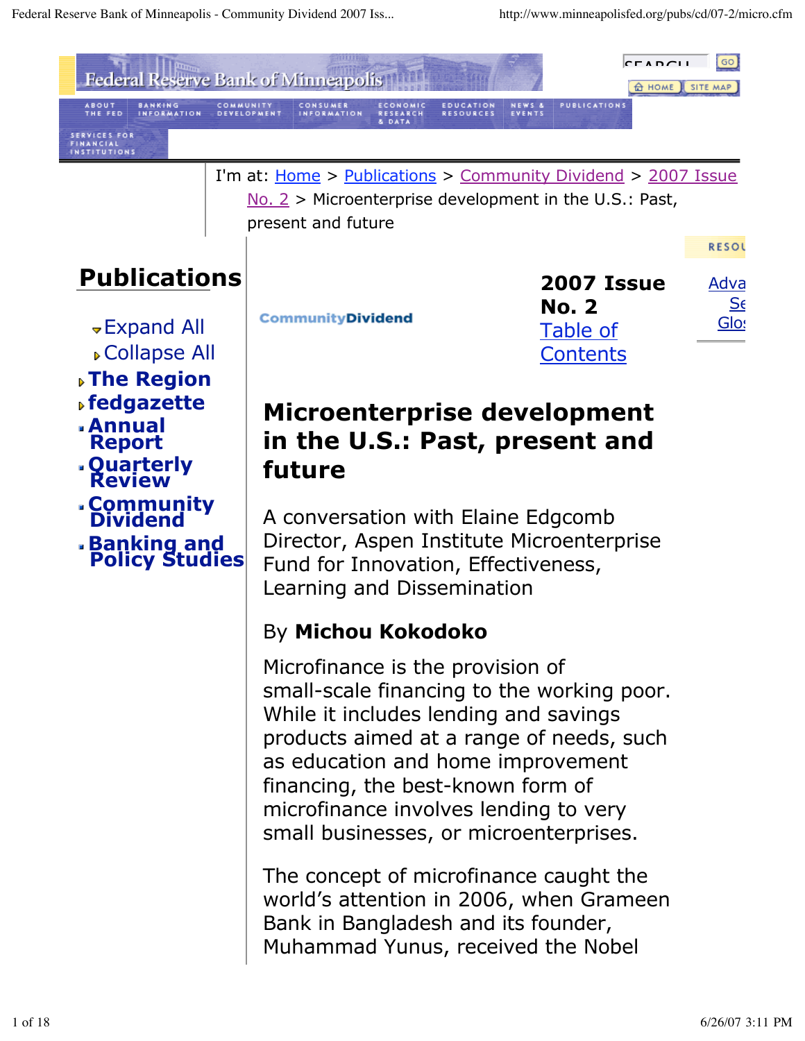I'm at: Home > Publications > Community Dividend > 2007 Issue No. 2 > Microenterprise development in the U.S.: Past, present and future

## Publications

- Expand All
- Collapse All
- The Region
- fedgazette
- Annual Report
- Quarterly Review
- Community Dividend
- Banking and Policy Studies

CommunityDividend

**2007 Issue No. 2**
Table of Contents

# Microenterprise development in the U.S.: Past, present and future

A conversation with Elaine Edgcomb
Director, Aspen Institute Microenterprise Fund for Innovation, Effectiveness, Learning and Dissemination

By **Michou Kokodoko**

Microfinance is the provision of small-scale financing to the working poor. While it includes lending and savings products aimed at a range of needs, such as education and home improvement financing, the best-known form of microfinance involves lending to very small businesses, or microenterprises.

The concept of microfinance caught the world's attention in 2006, when Grameen Bank in Bangladesh and its founder, Muhammad Yunus, received the Nobel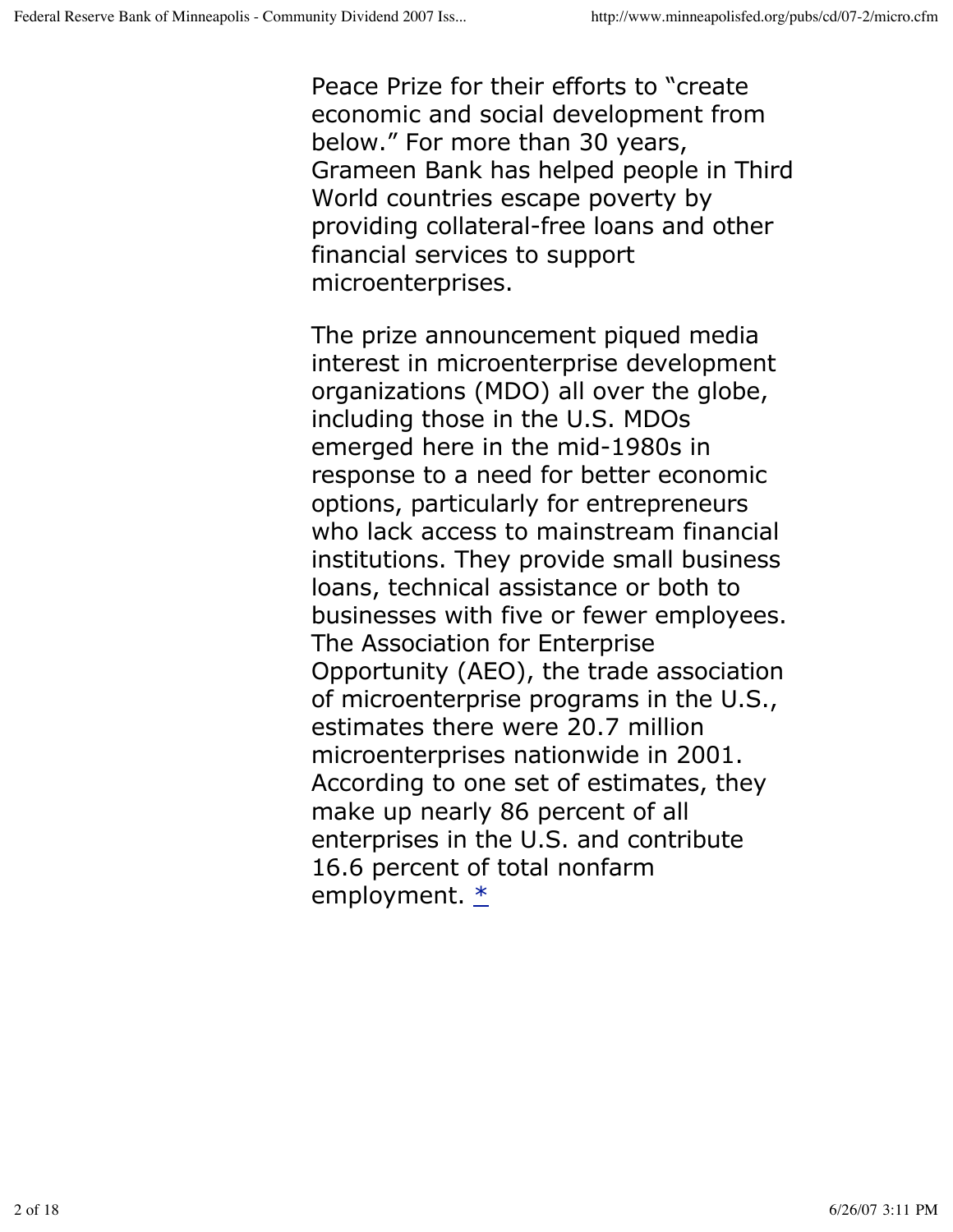Peace Prize for their efforts to "create economic and social development from below." For more than 30 years, Grameen Bank has helped people in Third World countries escape poverty by providing collateral-free loans and other financial services to support microenterprises.

The prize announcement piqued media interest in microenterprise development organizations (MDO) all over the globe, including those in the U.S. MDOs emerged here in the mid-1980s in response to a need for better economic options, particularly for entrepreneurs who lack access to mainstream financial institutions. They provide small business loans, technical assistance or both to businesses with five or fewer employees. The Association for Enterprise Opportunity (AEO), the trade association of microenterprise programs in the U.S., estimates there were 20.7 million microenterprises nationwide in 2001. According to one set of estimates, they make up nearly 86 percent of all enterprises in the U.S. and contribute 16.6 percent of total nonfarm employment. *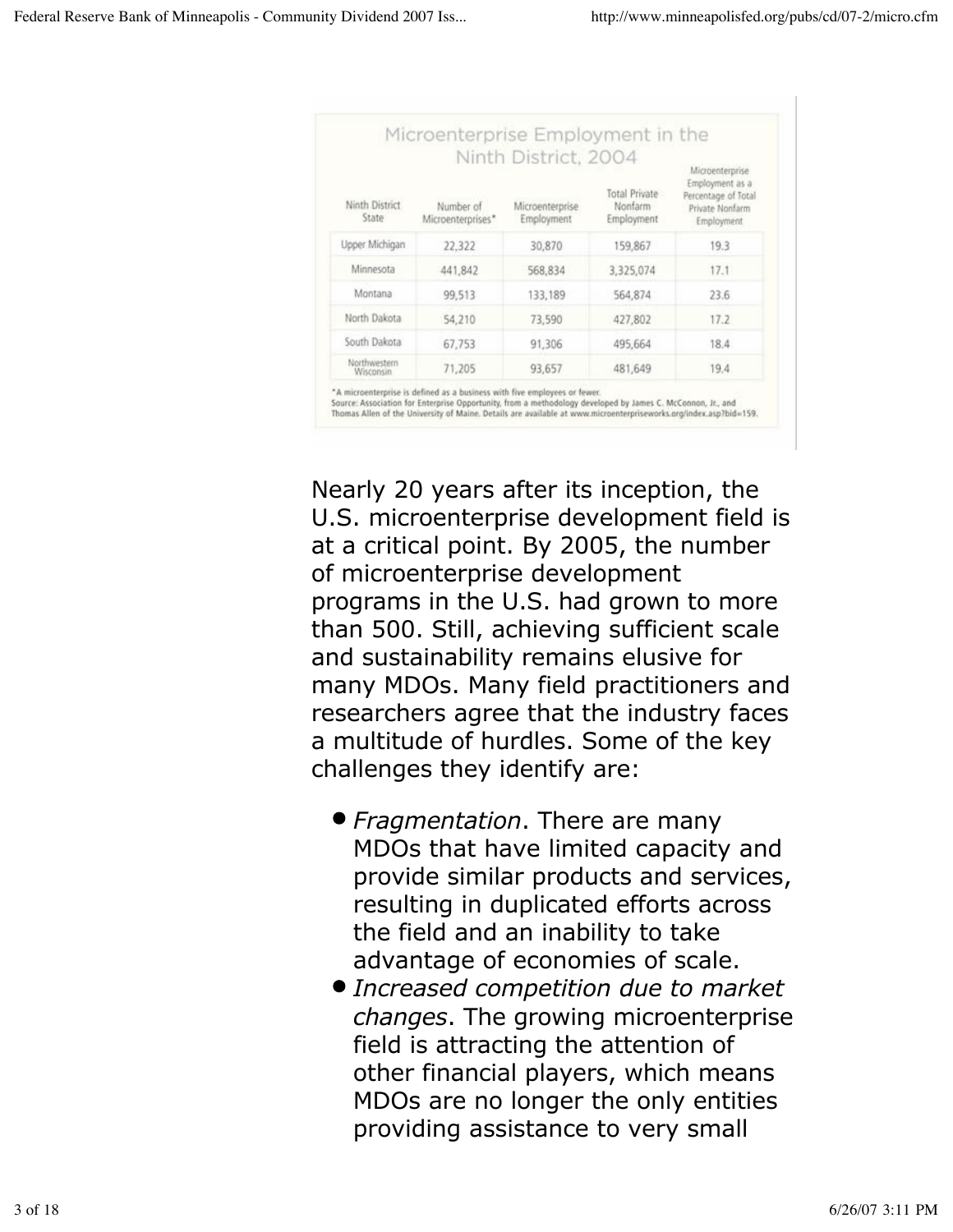## Microenterprise Employment in the Ninth District, 2004

| Ninth District State | Number of Microenterprises* | Microenterprise Employment | Total Private Nonfarm Employment | Microenterprise Employment as a Percentage of Total Private Nonfarm Employment |
|---|---|---|---|---|
| Upper Michigan | 22,322 | 30,870 | 159,867 | 19.3 |
| Minnesota | 441,842 | 568,834 | 3,325,074 | 17.1 |
| Montana | 99,513 | 133,189 | 564,874 | 23.6 |
| North Dakota | 54,210 | 73,590 | 427,802 | 17.2 |
| South Dakota | 67,753 | 91,306 | 495,664 | 18.4 |
| Northwestern Wisconsin | 71,205 | 93,657 | 481,649 | 19.4 |

*A microenterprise is defined as a business with five employees or fewer.
Source: Association for Enterprise Opportunity, from a methodology developed by James C. McConnon, Jr., and Thomas Allen of the University of Maine. Details are available at www.microenterpriseworks.org/index.asp?bid=159.

Nearly 20 years after its inception, the U.S. microenterprise development field is at a critical point. By 2005, the number of microenterprise development programs in the U.S. had grown to more than 500. Still, achieving sufficient scale and sustainability remains elusive for many MDOs. Many field practitioners and researchers agree that the industry faces a multitude of hurdles. Some of the key challenges they identify are:

- *Fragmentation*. There are many MDOs that have limited capacity and provide similar products and services, resulting in duplicated efforts across the field and an inability to take advantage of economies of scale.
- *Increased competition due to market changes*. The growing microenterprise field is attracting the attention of other financial players, which means MDOs are no longer the only entities providing assistance to very small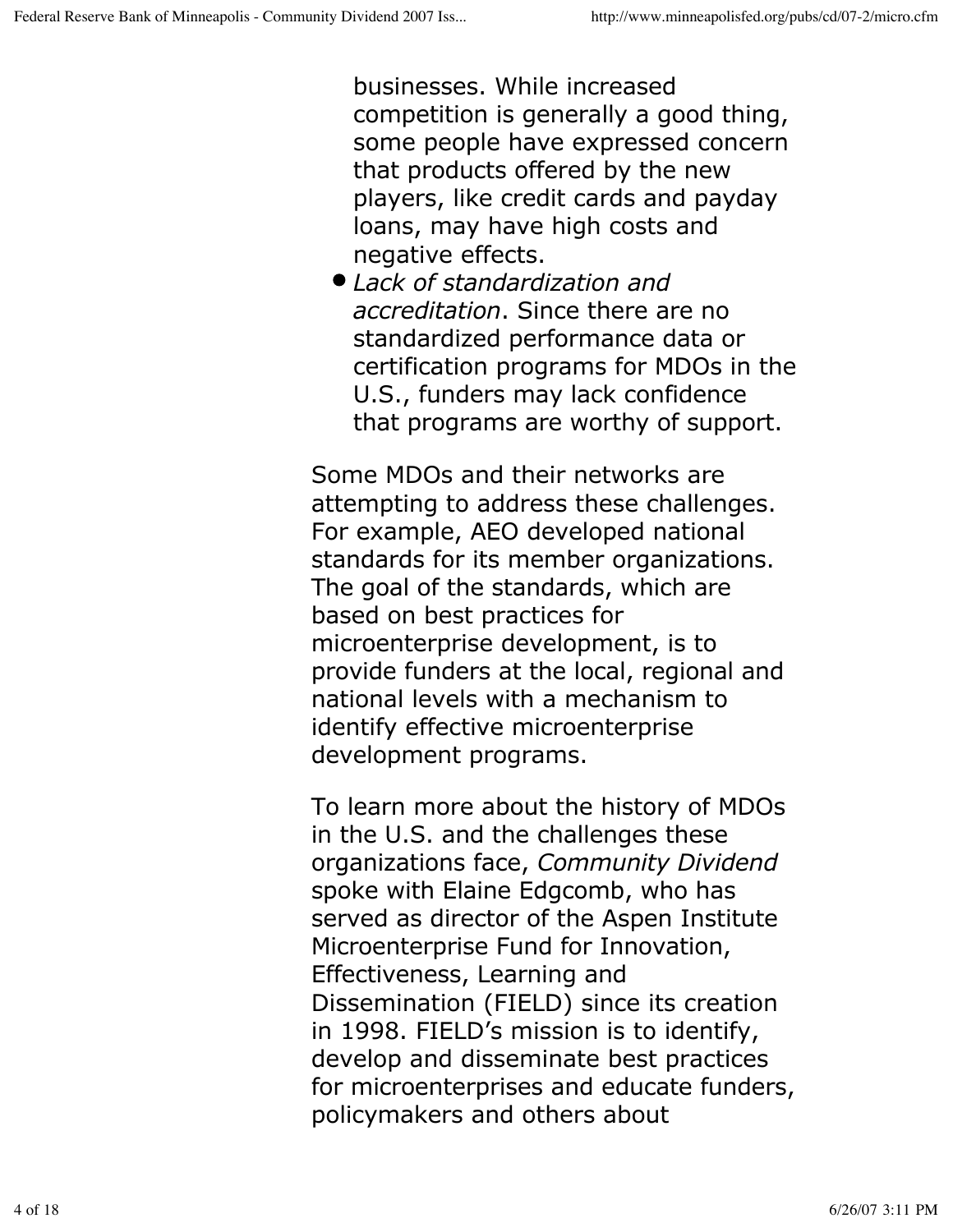businesses. While increased competition is generally a good thing, some people have expressed concern that products offered by the new players, like credit cards and payday loans, may have high costs and negative effects.

- *Lack of standardization and accreditation*. Since there are no standardized performance data or certification programs for MDOs in the U.S., funders may lack confidence that programs are worthy of support.

Some MDOs and their networks are attempting to address these challenges. For example, AEO developed national standards for its member organizations. The goal of the standards, which are based on best practices for microenterprise development, is to provide funders at the local, regional and national levels with a mechanism to identify effective microenterprise development programs.

To learn more about the history of MDOs in the U.S. and the challenges these organizations face, *Community Dividend* spoke with Elaine Edgcomb, who has served as director of the Aspen Institute Microenterprise Fund for Innovation, Effectiveness, Learning and Dissemination (FIELD) since its creation in 1998. FIELD's mission is to identify, develop and disseminate best practices for microenterprises and educate funders, policymakers and others about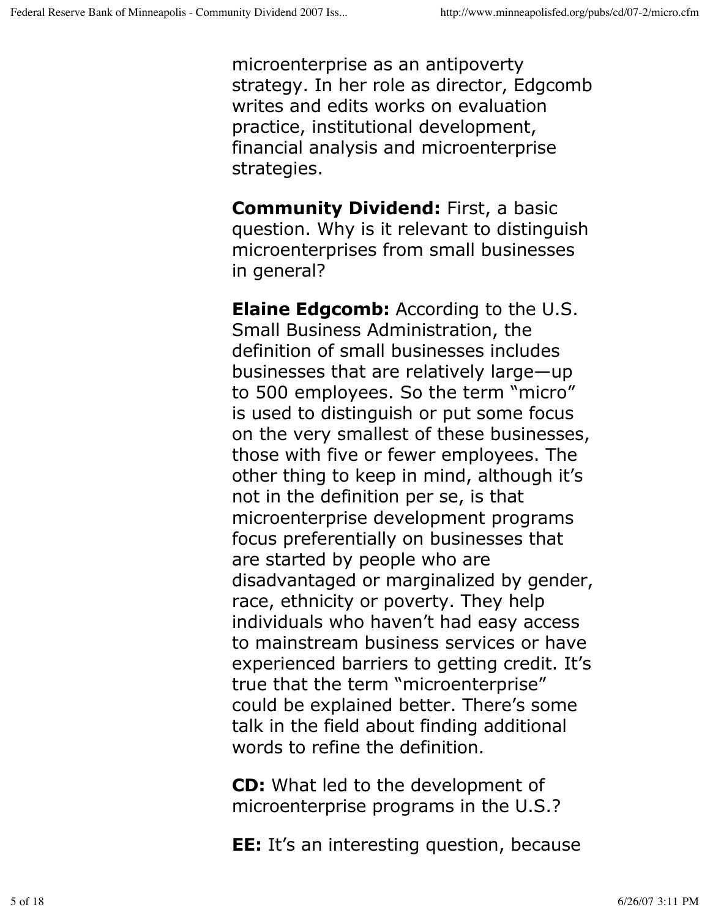microenterprise as an antipoverty strategy. In her role as director, Edgcomb writes and edits works on evaluation practice, institutional development, financial analysis and microenterprise strategies.

**Community Dividend:** First, a basic question. Why is it relevant to distinguish microenterprises from small businesses in general?

**Elaine Edgcomb:** According to the U.S. Small Business Administration, the definition of small businesses includes businesses that are relatively large—up to 500 employees. So the term "micro" is used to distinguish or put some focus on the very smallest of these businesses, those with five or fewer employees. The other thing to keep in mind, although it's not in the definition per se, is that microenterprise development programs focus preferentially on businesses that are started by people who are disadvantaged or marginalized by gender, race, ethnicity or poverty. They help individuals who haven't had easy access to mainstream business services or have experienced barriers to getting credit. It's true that the term "microenterprise" could be explained better. There's some talk in the field about finding additional words to refine the definition.

**CD:** What led to the development of microenterprise programs in the U.S.?

**EE:** It's an interesting question, because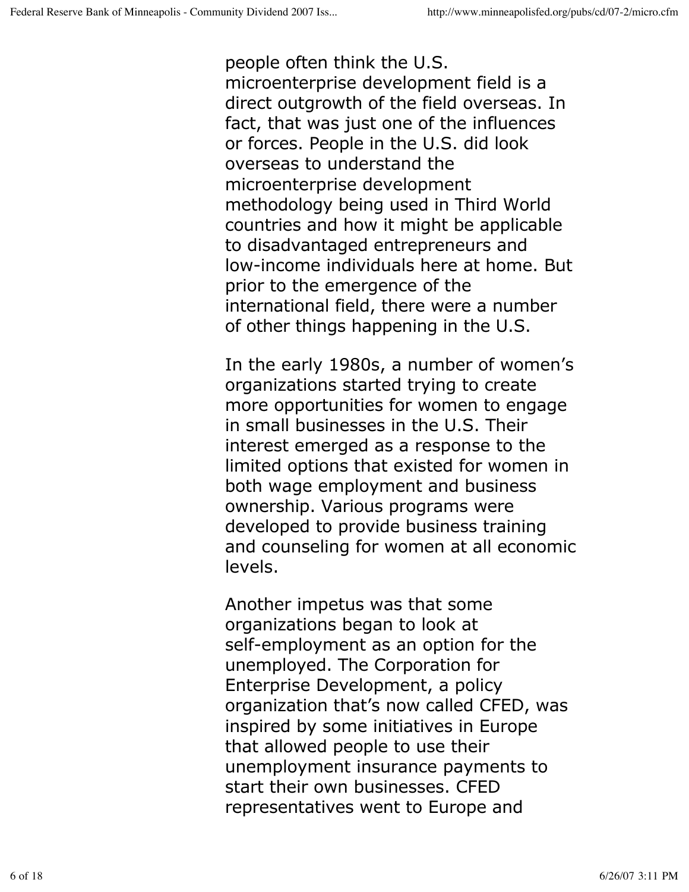people often think the U.S. microenterprise development field is a direct outgrowth of the field overseas. In fact, that was just one of the influences or forces. People in the U.S. did look overseas to understand the microenterprise development methodology being used in Third World countries and how it might be applicable to disadvantaged entrepreneurs and low-income individuals here at home. But prior to the emergence of the international field, there were a number of other things happening in the U.S.

In the early 1980s, a number of women's organizations started trying to create more opportunities for women to engage in small businesses in the U.S. Their interest emerged as a response to the limited options that existed for women in both wage employment and business ownership. Various programs were developed to provide business training and counseling for women at all economic levels.

Another impetus was that some organizations began to look at self-employment as an option for the unemployed. The Corporation for Enterprise Development, a policy organization that's now called CFED, was inspired by some initiatives in Europe that allowed people to use their unemployment insurance payments to start their own businesses. CFED representatives went to Europe and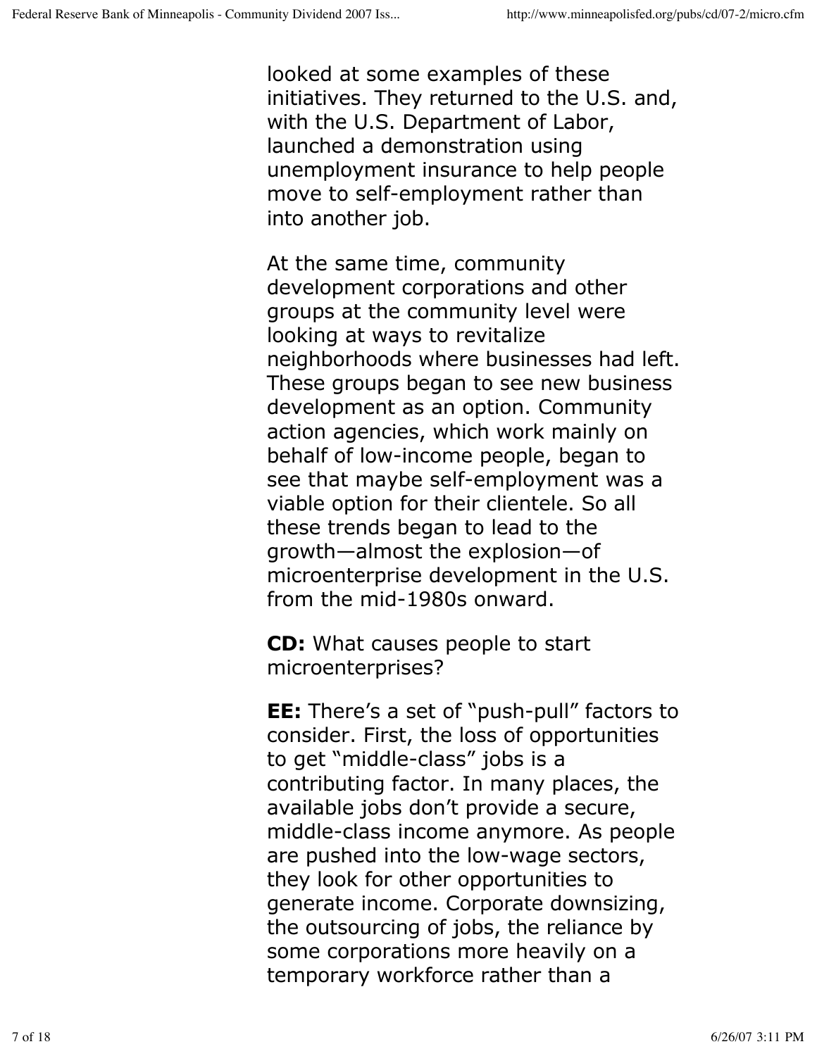looked at some examples of these initiatives. They returned to the U.S. and, with the U.S. Department of Labor, launched a demonstration using unemployment insurance to help people move to self-employment rather than into another job.

At the same time, community development corporations and other groups at the community level were looking at ways to revitalize neighborhoods where businesses had left. These groups began to see new business development as an option. Community action agencies, which work mainly on behalf of low-income people, began to see that maybe self-employment was a viable option for their clientele. So all these trends began to lead to the growth—almost the explosion—of microenterprise development in the U.S. from the mid-1980s onward.

**CD:** What causes people to start microenterprises?

**EE:** There's a set of "push-pull" factors to consider. First, the loss of opportunities to get "middle-class" jobs is a contributing factor. In many places, the available jobs don't provide a secure, middle-class income anymore. As people are pushed into the low-wage sectors, they look for other opportunities to generate income. Corporate downsizing, the outsourcing of jobs, the reliance by some corporations more heavily on a temporary workforce rather than a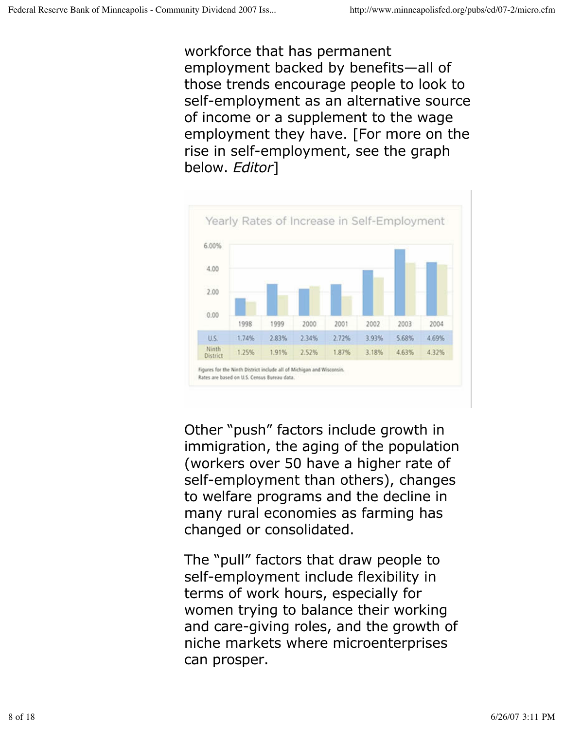workforce that has permanent employment backed by benefits—all of those trends encourage people to look to self-employment as an alternative source of income or a supplement to the wage employment they have. [For more on the rise in self-employment, see the graph below. *Editor*]

**Yearly Rates of Increase in Self-Employment**

| | 1998 | 1999 | 2000 | 2001 | 2002 | 2003 | 2004 |
|---|---|---|---|---|---|---|---|
| U.S. | 1.74% | 2.83% | 2.34% | 2.72% | 3.93% | 5.68% | 4.69% |
| Ninth District | 1.25% | 1.91% | 2.52% | 1.87% | 3.18% | 4.63% | 4.32% |

Figures for the Ninth District include all of Michigan and Wisconsin.
Rates are based on U.S. Census Bureau data.

Other "push" factors include growth in immigration, the aging of the population (workers over 50 have a higher rate of self-employment than others), changes to welfare programs and the decline in many rural economies as farming has changed or consolidated.

The "pull" factors that draw people to self-employment include flexibility in terms of work hours, especially for women trying to balance their working and care-giving roles, and the growth of niche markets where microenterprises can prosper.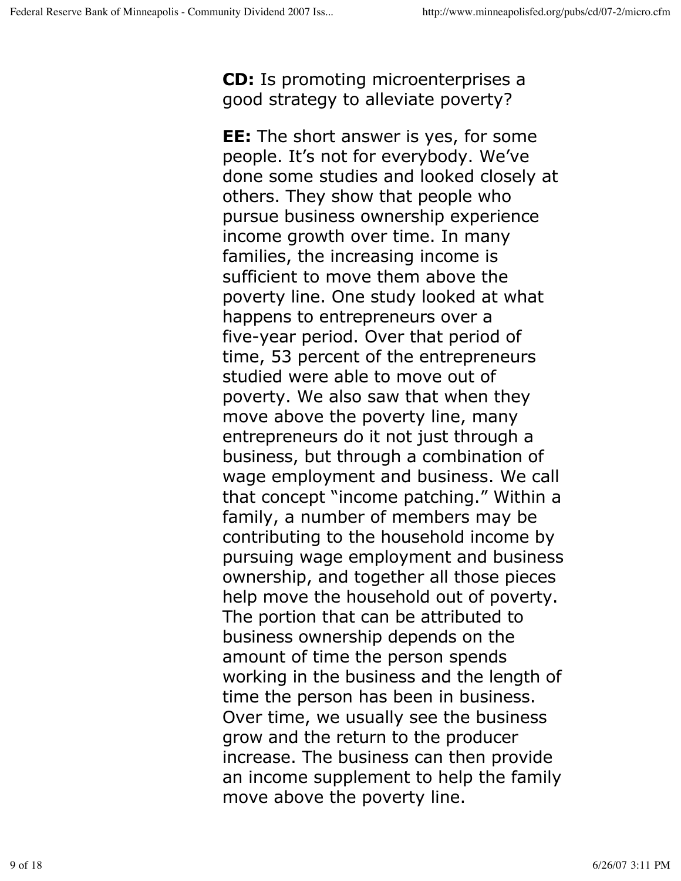**CD:** Is promoting microenterprises a good strategy to alleviate poverty?

**EE:** The short answer is yes, for some people. It's not for everybody. We've done some studies and looked closely at others. They show that people who pursue business ownership experience income growth over time. In many families, the increasing income is sufficient to move them above the poverty line. One study looked at what happens to entrepreneurs over a five-year period. Over that period of time, 53 percent of the entrepreneurs studied were able to move out of poverty. We also saw that when they move above the poverty line, many entrepreneurs do it not just through a business, but through a combination of wage employment and business. We call that concept "income patching." Within a family, a number of members may be contributing to the household income by pursuing wage employment and business ownership, and together all those pieces help move the household out of poverty. The portion that can be attributed to business ownership depends on the amount of time the person spends working in the business and the length of time the person has been in business. Over time, we usually see the business grow and the return to the producer increase. The business can then provide an income supplement to help the family move above the poverty line.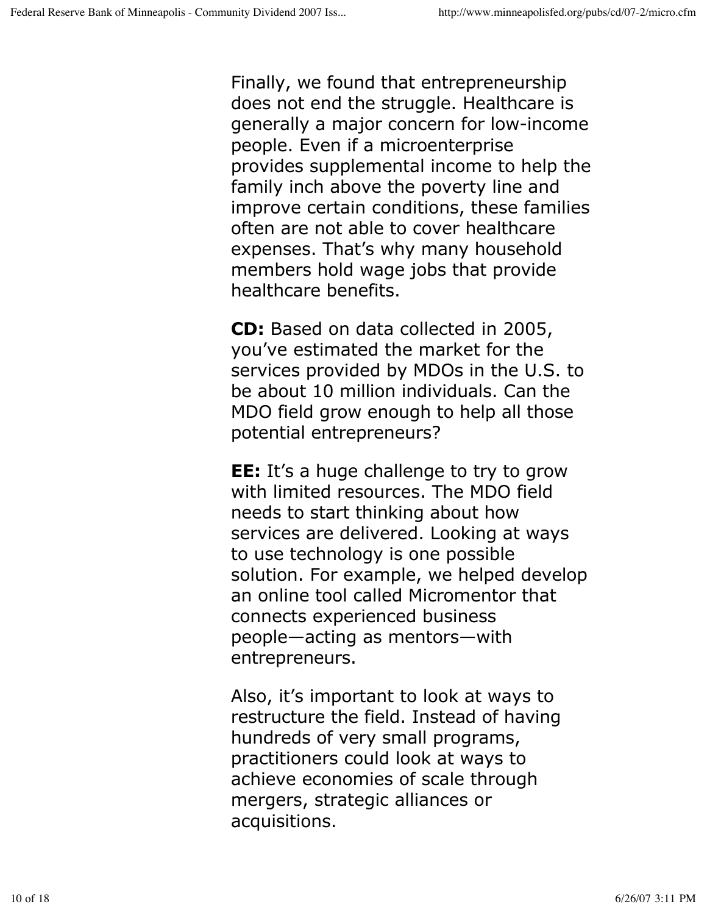Finally, we found that entrepreneurship does not end the struggle. Healthcare is generally a major concern for low-income people. Even if a microenterprise provides supplemental income to help the family inch above the poverty line and improve certain conditions, these families often are not able to cover healthcare expenses. That's why many household members hold wage jobs that provide healthcare benefits.

**CD:** Based on data collected in 2005, you've estimated the market for the services provided by MDOs in the U.S. to be about 10 million individuals. Can the MDO field grow enough to help all those potential entrepreneurs?

**EE:** It's a huge challenge to try to grow with limited resources. The MDO field needs to start thinking about how services are delivered. Looking at ways to use technology is one possible solution. For example, we helped develop an online tool called Micromentor that connects experienced business people—acting as mentors—with entrepreneurs.

Also, it's important to look at ways to restructure the field. Instead of having hundreds of very small programs, practitioners could look at ways to achieve economies of scale through mergers, strategic alliances or acquisitions.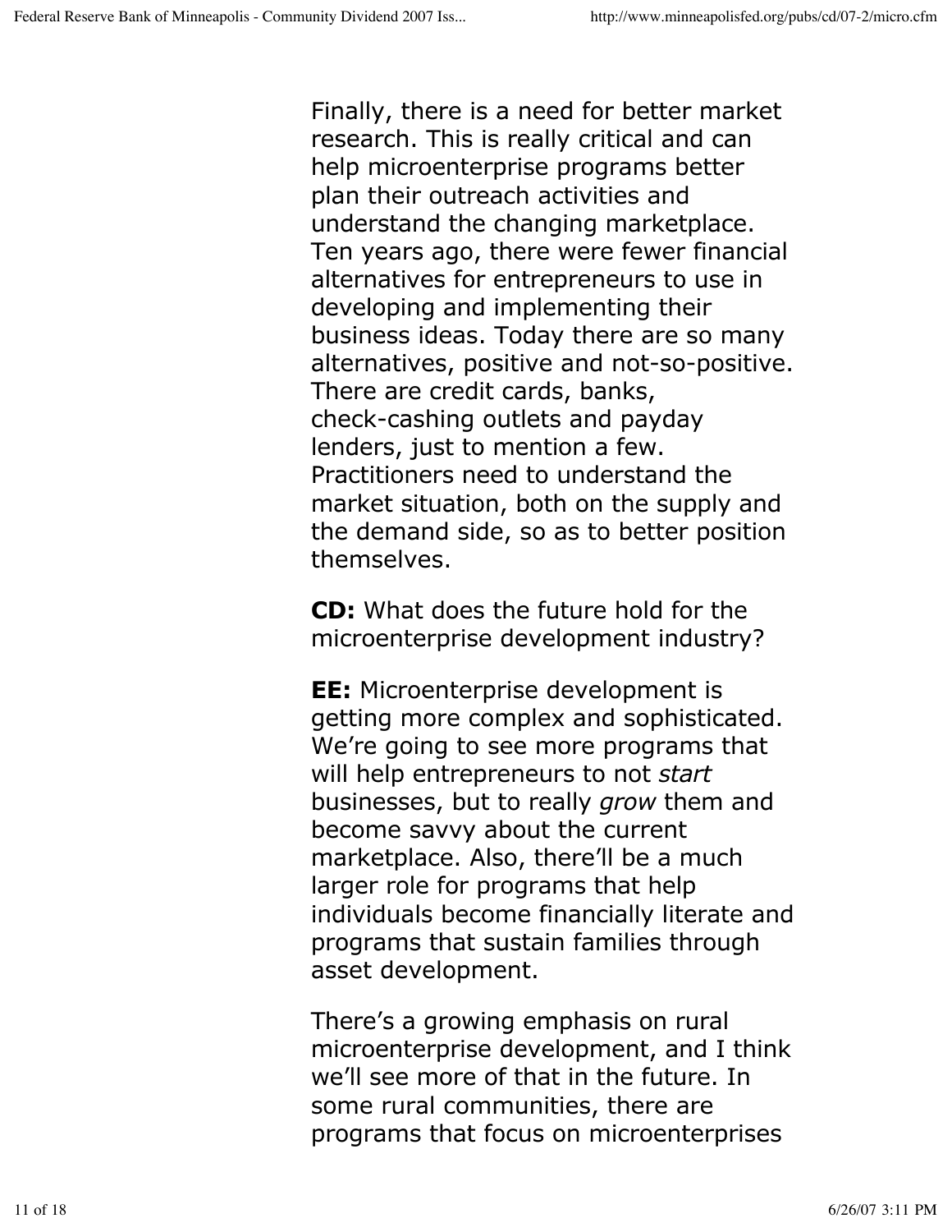Finally, there is a need for better market research. This is really critical and can help microenterprise programs better plan their outreach activities and understand the changing marketplace. Ten years ago, there were fewer financial alternatives for entrepreneurs to use in developing and implementing their business ideas. Today there are so many alternatives, positive and not-so-positive. There are credit cards, banks, check-cashing outlets and payday lenders, just to mention a few. Practitioners need to understand the market situation, both on the supply and the demand side, so as to better position themselves.

**CD:** What does the future hold for the microenterprise development industry?

**EE:** Microenterprise development is getting more complex and sophisticated. We're going to see more programs that will help entrepreneurs to not *start* businesses, but to really *grow* them and become savvy about the current marketplace. Also, there'll be a much larger role for programs that help individuals become financially literate and programs that sustain families through asset development.

There's a growing emphasis on rural microenterprise development, and I think we'll see more of that in the future. In some rural communities, there are programs that focus on microenterprises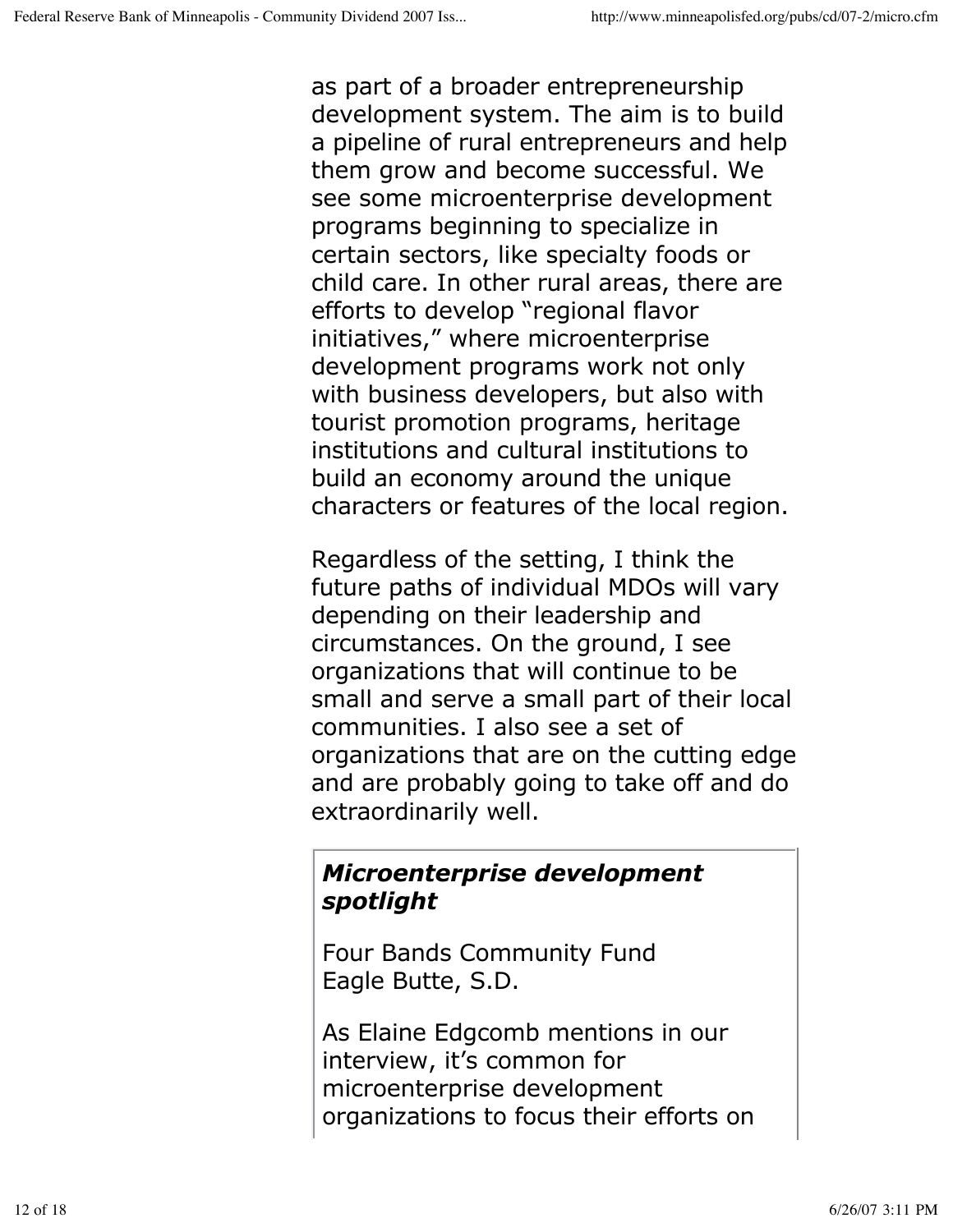as part of a broader entrepreneurship development system. The aim is to build a pipeline of rural entrepreneurs and help them grow and become successful. We see some microenterprise development programs beginning to specialize in certain sectors, like specialty foods or child care. In other rural areas, there are efforts to develop "regional flavor initiatives," where microenterprise development programs work not only with business developers, but also with tourist promotion programs, heritage institutions and cultural institutions to build an economy around the unique characters or features of the local region.

Regardless of the setting, I think the future paths of individual MDOs will vary depending on their leadership and circumstances. On the ground, I see organizations that will continue to be small and serve a small part of their local communities. I also see a set of organizations that are on the cutting edge and are probably going to take off and do extraordinarily well.

### ***Microenterprise development spotlight***

Four Bands Community Fund
Eagle Butte, S.D.

As Elaine Edgcomb mentions in our interview, it's common for microenterprise development organizations to focus their efforts on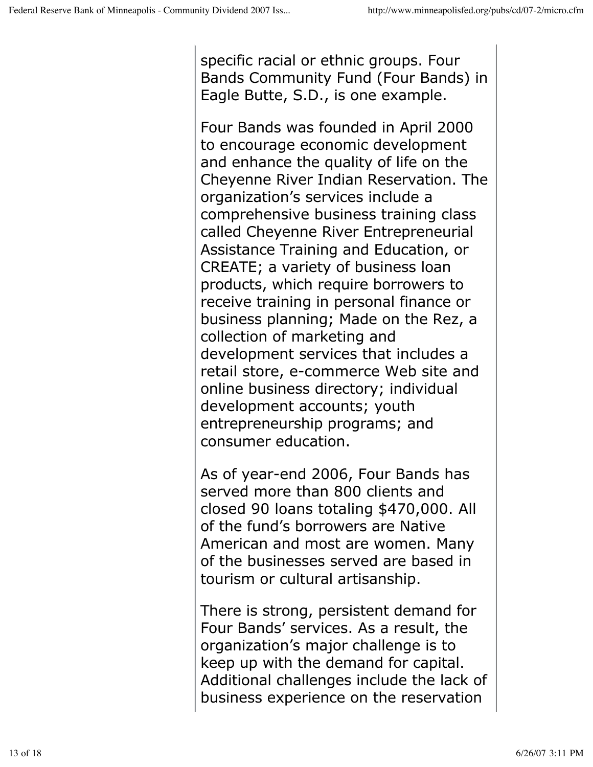specific racial or ethnic groups. Four Bands Community Fund (Four Bands) in Eagle Butte, S.D., is one example.

Four Bands was founded in April 2000 to encourage economic development and enhance the quality of life on the Cheyenne River Indian Reservation. The organization's services include a comprehensive business training class called Cheyenne River Entrepreneurial Assistance Training and Education, or CREATE; a variety of business loan products, which require borrowers to receive training in personal finance or business planning; Made on the Rez, a collection of marketing and development services that includes a retail store, e-commerce Web site and online business directory; individual development accounts; youth entrepreneurship programs; and consumer education.

As of year-end 2006, Four Bands has served more than 800 clients and closed 90 loans totaling $470,000. All of the fund's borrowers are Native American and most are women. Many of the businesses served are based in tourism or cultural artisanship.

There is strong, persistent demand for Four Bands' services. As a result, the organization's major challenge is to keep up with the demand for capital. Additional challenges include the lack of business experience on the reservation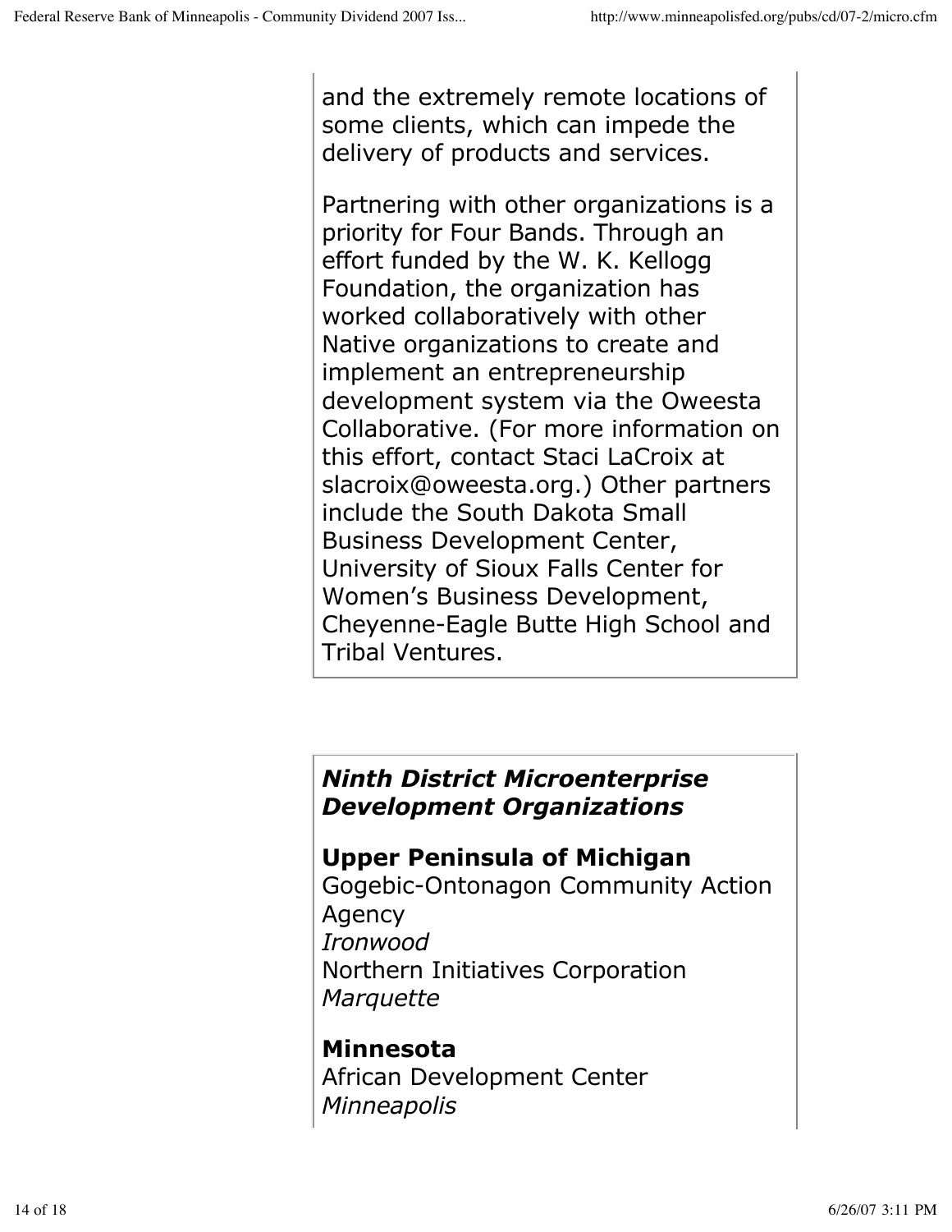and the extremely remote locations of some clients, which can impede the delivery of products and services.

Partnering with other organizations is a priority for Four Bands. Through an effort funded by the W. K. Kellogg Foundation, the organization has worked collaboratively with other Native organizations to create and implement an entrepreneurship development system via the Oweesta Collaborative. (For more information on this effort, contact Staci LaCroix at slacroix@oweesta.org.) Other partners include the South Dakota Small Business Development Center, University of Sioux Falls Center for Women's Business Development, Cheyenne-Eagle Butte High School and Tribal Ventures.

## *Ninth District Microenterprise Development Organizations*

**Upper Peninsula of Michigan**

Gogebic-Ontonagon Community Action Agency
*Ironwood*

Northern Initiatives Corporation
*Marquette*

**Minnesota**

African Development Center
*Minneapolis*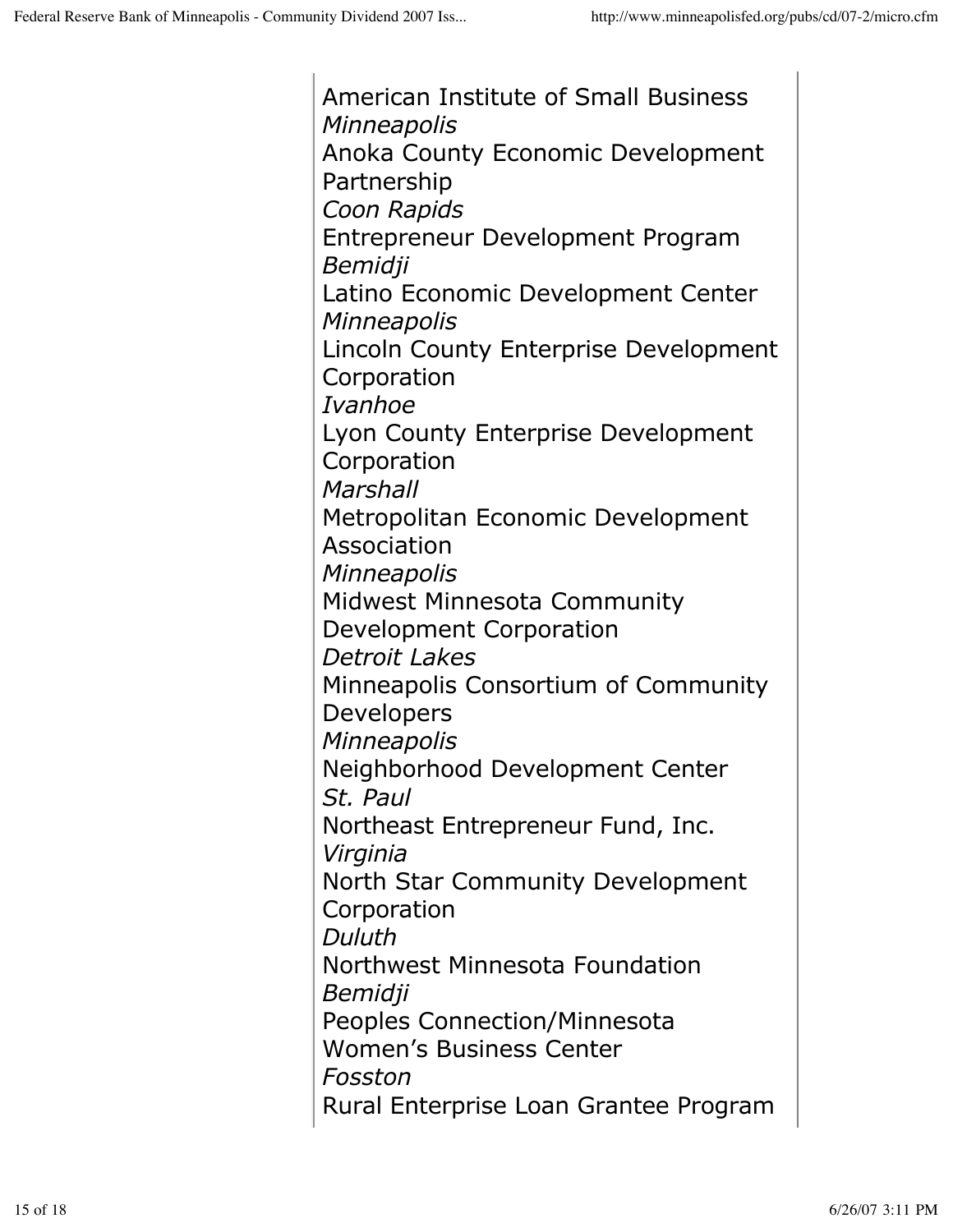American Institute of Small Business
*Minneapolis*
Anoka County Economic Development Partnership
*Coon Rapids*
Entrepreneur Development Program
*Bemidji*
Latino Economic Development Center
*Minneapolis*
Lincoln County Enterprise Development Corporation
*Ivanhoe*
Lyon County Enterprise Development Corporation
*Marshall*
Metropolitan Economic Development Association
*Minneapolis*
Midwest Minnesota Community Development Corporation
*Detroit Lakes*
Minneapolis Consortium of Community Developers
*Minneapolis*
Neighborhood Development Center
*St. Paul*
Northeast Entrepreneur Fund, Inc.
*Virginia*
North Star Community Development Corporation
*Duluth*
Northwest Minnesota Foundation
*Bemidji*
Peoples Connection/Minnesota Women's Business Center
*Fosston*
Rural Enterprise Loan Grantee Program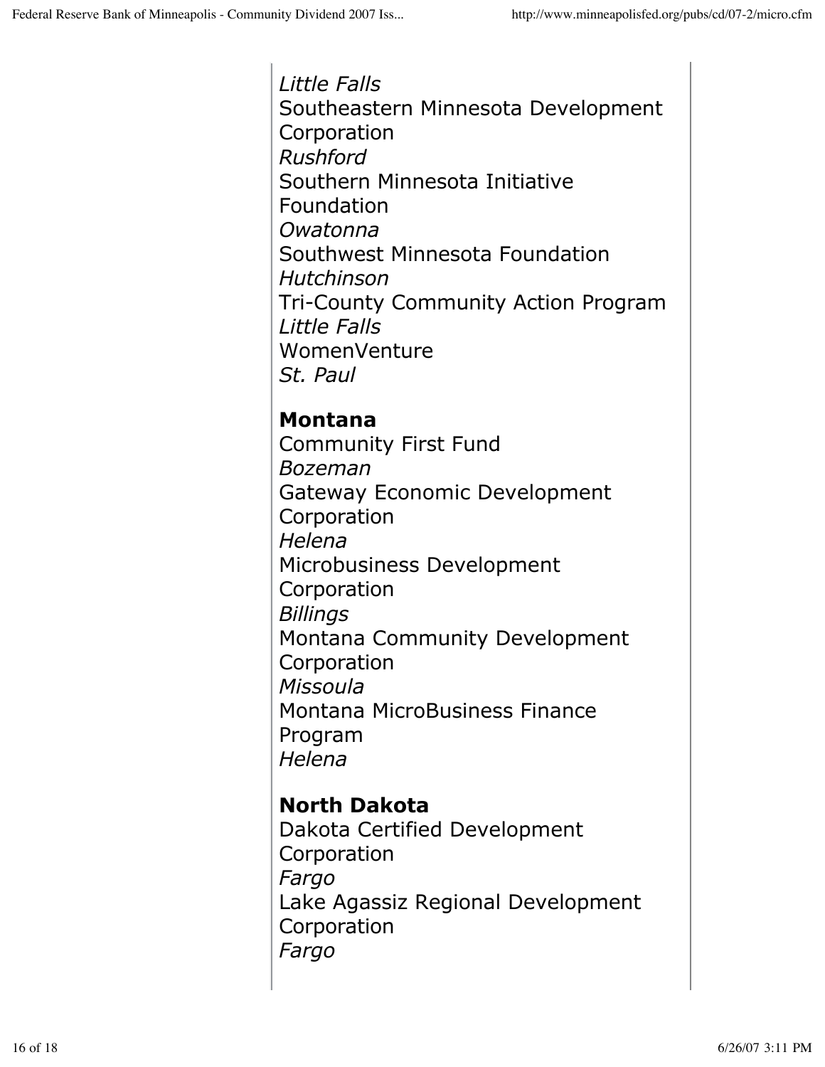*Little Falls*
Southeastern Minnesota Development Corporation
*Rushford*
Southern Minnesota Initiative Foundation
*Owatonna*
Southwest Minnesota Foundation
*Hutchinson*
Tri-County Community Action Program
*Little Falls*
WomenVenture
*St. Paul*

**Montana**
Community First Fund
*Bozeman*
Gateway Economic Development Corporation
*Helena*
Microbusiness Development Corporation
*Billings*
Montana Community Development Corporation
*Missoula*
Montana MicroBusiness Finance Program
*Helena*

**North Dakota**
Dakota Certified Development Corporation
*Fargo*
Lake Agassiz Regional Development Corporation
*Fargo*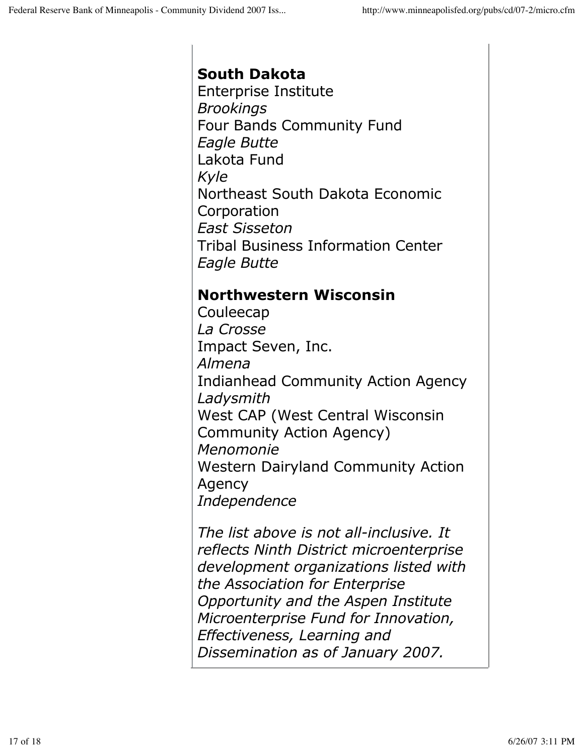**South Dakota**
Enterprise Institute
*Brookings*
Four Bands Community Fund
*Eagle Butte*
Lakota Fund
*Kyle*
Northeast South Dakota Economic Corporation
*East Sisseton*
Tribal Business Information Center
*Eagle Butte*

**Northwestern Wisconsin**
Couleecap
*La Crosse*
Impact Seven, Inc.
*Almena*
Indianhead Community Action Agency
*Ladysmith*
West CAP (West Central Wisconsin Community Action Agency)
*Menomonie*
Western Dairyland Community Action Agency
*Independence*

*The list above is not all-inclusive. It reflects Ninth District microenterprise development organizations listed with the Association for Enterprise Opportunity and the Aspen Institute Microenterprise Fund for Innovation, Effectiveness, Learning and Dissemination as of January 2007.*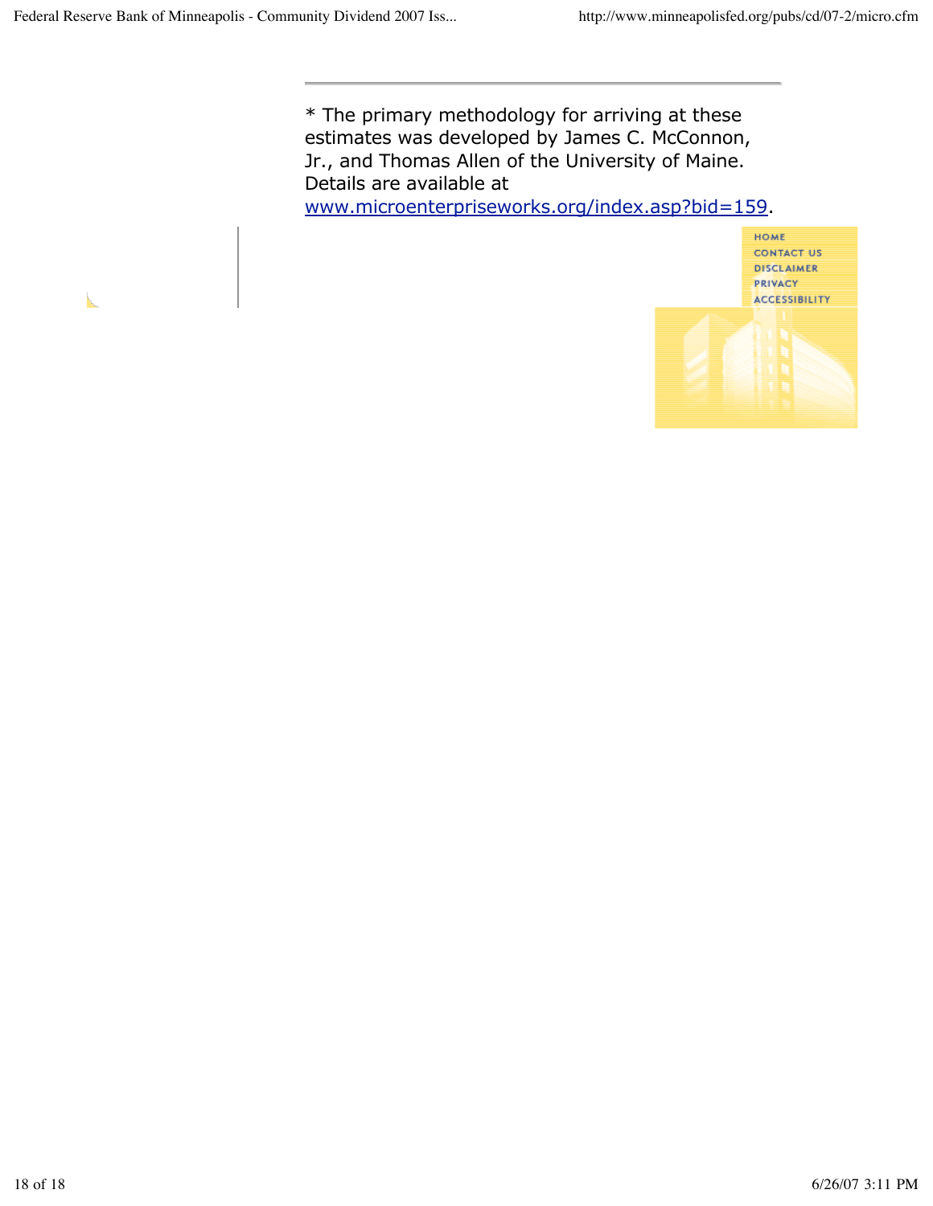* The primary methodology for arriving at these estimates was developed by James C. McConnon, Jr., and Thomas Allen of the University of Maine. Details are available at www.microenterpriseworks.org/index.asp?bid=159.

HOME
CONTACT US
DISCLAIMER
PRIVACY
ACCESSIBILITY